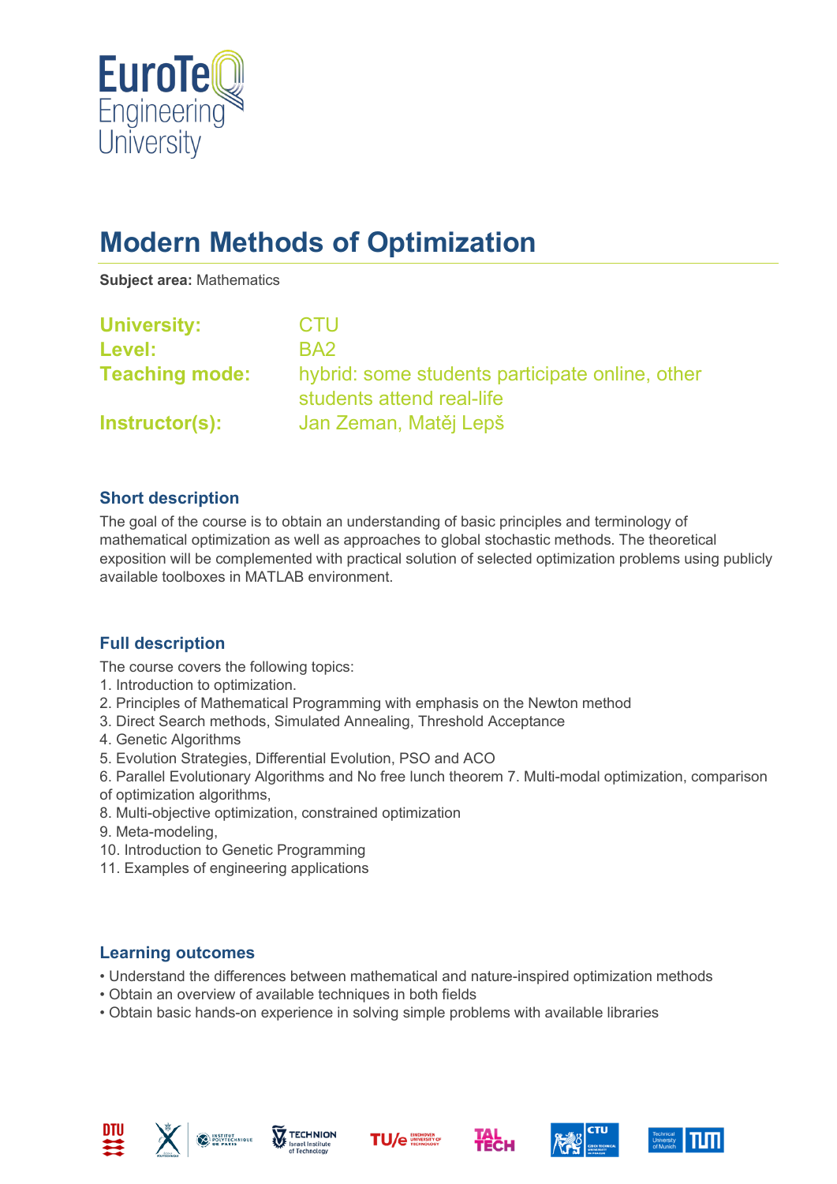# Modern Methods of Optimization

**Subject area:** Mathematics

**University:** CTU
**Level:** BA2
**Teaching mode:** hybrid: some students participate online, other students attend real-life
**Instructor(s):** Jan Zeman, Matěj Lepš

## Short description

The goal of the course is to obtain an understanding of basic principles and terminology of mathematical optimization as well as approaches to global stochastic methods. The theoretical exposition will be complemented with practical solution of selected optimization problems using publicly available toolboxes in MATLAB environment.

## Full description

The course covers the following topics:
1. Introduction to optimization.
2. Principles of Mathematical Programming with emphasis on the Newton method
3. Direct Search methods, Simulated Annealing, Threshold Acceptance
4. Genetic Algorithms
5. Evolution Strategies, Differential Evolution, PSO and ACO
6. Parallel Evolutionary Algorithms and No free lunch theorem 7. Multi-modal optimization, comparison of optimization algorithms,
8. Multi-objective optimization, constrained optimization
9. Meta-modeling,
10. Introduction to Genetic Programming
11. Examples of engineering applications

## Learning outcomes

- Understand the differences between mathematical and nature-inspired optimization methods
- Obtain an overview of available techniques in both fields
- Obtain basic hands-on experience in solving simple problems with available libraries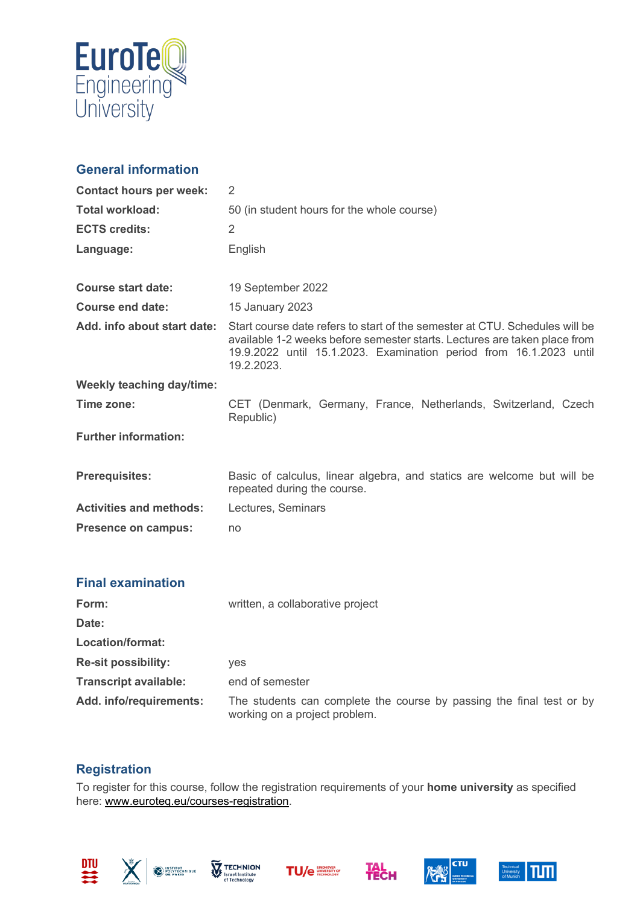## General information

| | |
|---|---|
| **Contact hours per week:** | 2 |
| **Total workload:** | 50 (in student hours for the whole course) |
| **ECTS credits:** | 2 |
| **Language:** | English |
| | |
| **Course start date:** | 19 September 2022 |
| **Course end date:** | 15 January 2023 |
| **Add. info about start date:** | Start course date refers to start of the semester at CTU. Schedules will be available 1-2 weeks before semester starts. Lectures are taken place from 19.9.2022 until 15.1.2023. Examination period from 16.1.2023 until 19.2.2023. |
| **Weekly teaching day/time:** | |
| **Time zone:** | CET (Denmark, Germany, France, Netherlands, Switzerland, Czech Republic) |
| **Further information:** | |
| | |
| **Prerequisites:** | Basic of calculus, linear algebra, and statics are welcome but will be repeated during the course. |
| **Activities and methods:** | Lectures, Seminars |
| **Presence on campus:** | no |

## Final examination

| | |
|---|---|
| **Form:** | written, a collaborative project |
| **Date:** | |
| **Location/format:** | |
| **Re-sit possibility:** | yes |
| **Transcript available:** | end of semester |
| **Add. info/requirements:** | The students can complete the course by passing the final test or by working on a project problem. |

## Registration

To register for this course, follow the registration requirements of your **home university** as specified here: www.euroteq.eu/courses-registration.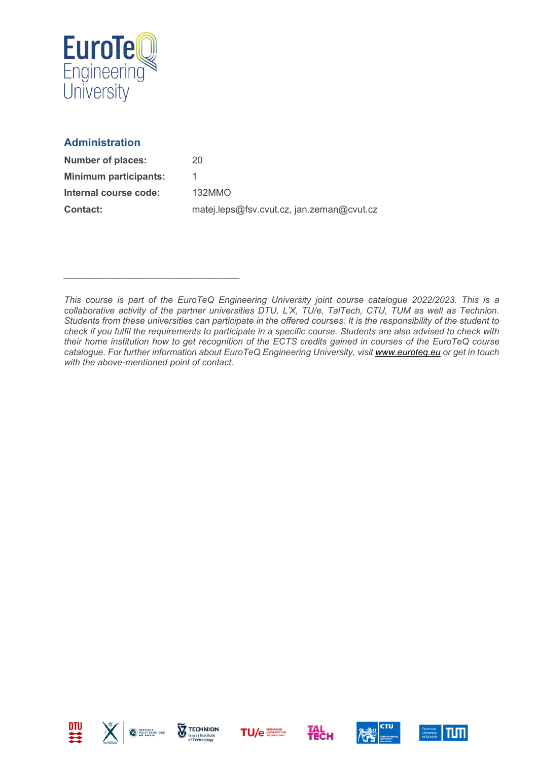## Administration

| | |
|---|---|
| **Number of places:** | 20 |
| **Minimum participants:** | 1 |
| **Internal course code:** | 132MMO |
| **Contact:** | matej.leps@fsv.cvut.cz, jan.zeman@cvut.cz |

---

*This course is part of the EuroTeQ Engineering University joint course catalogue 2022/2023. This is a collaborative activity of the partner universities DTU, L'X, TU/e, TalTech, CTU, TUM as well as Technion. Students from these universities can participate in the offered courses. It is the responsibility of the student to check if you fulfil the requirements to participate in a specific course. Students are also advised to check with their home institution how to get recognition of the ECTS credits gained in courses of the EuroTeQ course catalogue. For further information about EuroTeQ Engineering University, visit [www.euroteq.eu](http://www.euroteq.eu) or get in touch with the above-mentioned point of contact.*